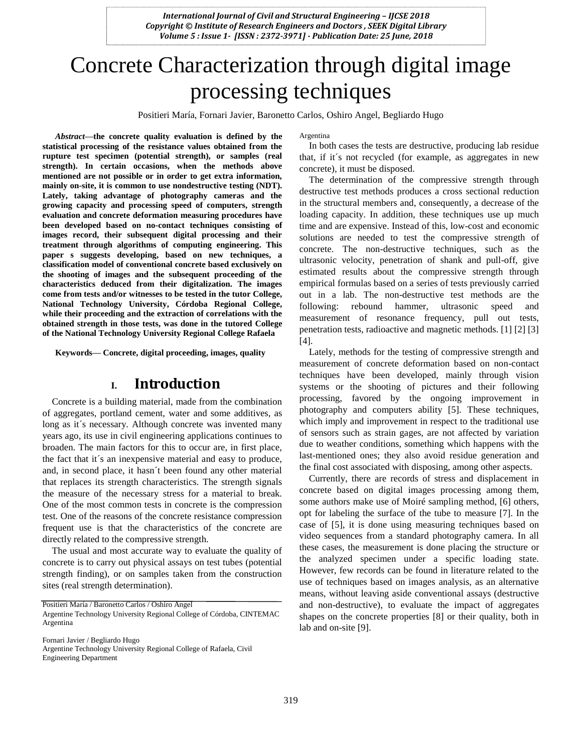# Concrete Characterization through digital image processing techniques

Positieri María, Fornari Javier, Baronetto Carlos, Oshiro Angel, Begliardo Hugo

***Abstract*—the concrete quality evaluation is defined by the statistical processing of the resistance values obtained from the rupture test specimen (potential strength), or samples (real strength). In certain occasions, when the methods above mentioned are not possible or in order to get extra information, mainly on-site, it is common to use nondestructive testing (NDT). Lately, taking advantage of photography cameras and the growing capacity and processing speed of computers, strength evaluation and concrete deformation measuring procedures have been developed based on no-contact techniques consisting of images record, their subsequent digital processing and their treatment through algorithms of computing engineering. This paper s suggests developing, based on new techniques, a classification model of conventional concrete based exclusively on the shooting of images and the subsequent proceeding of the characteristics deduced from their digitalization. The images come from tests and/or witnesses to be tested in the tutor College, National Technology University, Córdoba Regional College, while their proceeding and the extraction of correlations with the obtained strength in those tests, was done in the tutored College of the National Technology University Regional College Rafaela**

**Keywords— Concrete, digital proceeding, images, quality**

## I. Introduction

Concrete is a building material, made from the combination of aggregates, portland cement, water and some additives, as long as it´s necessary. Although concrete was invented many years ago, its use in civil engineering applications continues to broaden. The main factors for this to occur are, in first place, the fact that it´s an inexpensive material and easy to produce, and, in second place, it hasn´t been found any other material that replaces its strength characteristics. The strength signals the measure of the necessary stress for a material to break. One of the most common tests in concrete is the compression test. One of the reasons of the concrete resistance compression frequent use is that the characteristics of the concrete are directly related to the compressive strength.

The usual and most accurate way to evaluate the quality of concrete is to carry out physical assays on test tubes (potential strength finding), or on samples taken from the construction sites (real strength determination).

Positieri María / Baronetto Carlos / Oshiro Angel
Argentine Technology University Regional College of Córdoba, CINTEMAC Argentina

Fornari Javier / Begliardo Hugo
Argentine Technology University Regional College of Rafaela, Civil Engineering Department
Argentina

In both cases the tests are destructive, producing lab residue that, if it´s not recycled (for example, as aggregates in new concrete), it must be disposed.

The determination of the compressive strength through destructive test methods produces a cross sectional reduction in the structural members and, consequently, a decrease of the loading capacity. In addition, these techniques use up much time and are expensive. Instead of this, low-cost and economic solutions are needed to test the compressive strength of concrete. The non-destructive techniques, such as the ultrasonic velocity, penetration of shank and pull-off, give estimated results about the compressive strength through empirical formulas based on a series of tests previously carried out in a lab. The non-destructive test methods are the following: rebound hammer, ultrasonic speed and measurement of resonance frequency, pull out tests, penetration tests, radioactive and magnetic methods. [1] [2] [3] [4].

Lately, methods for the testing of compressive strength and measurement of concrete deformation based on non-contact techniques have been developed, mainly through vision systems or the shooting of pictures and their following processing, favored by the ongoing improvement in photography and computers ability [5]. These techniques, which imply and improvement in respect to the traditional use of sensors such as strain gages, are not affected by variation due to weather conditions, something which happens with the last-mentioned ones; they also avoid residue generation and the final cost associated with disposing, among other aspects.

Currently, there are records of stress and displacement in concrete based on digital images processing among them, some authors make use of Moiré sampling method, [6] others, opt for labeling the surface of the tube to measure [7]. In the case of [5], it is done using measuring techniques based on video sequences from a standard photography camera. In all these cases, the measurement is done placing the structure or the analyzed specimen under a specific loading state. However, few records can be found in literature related to the use of techniques based on images analysis, as an alternative means, without leaving aside conventional assays (destructive and non-destructive), to evaluate the impact of aggregates shapes on the concrete properties [8] or their quality, both in lab and on-site [9].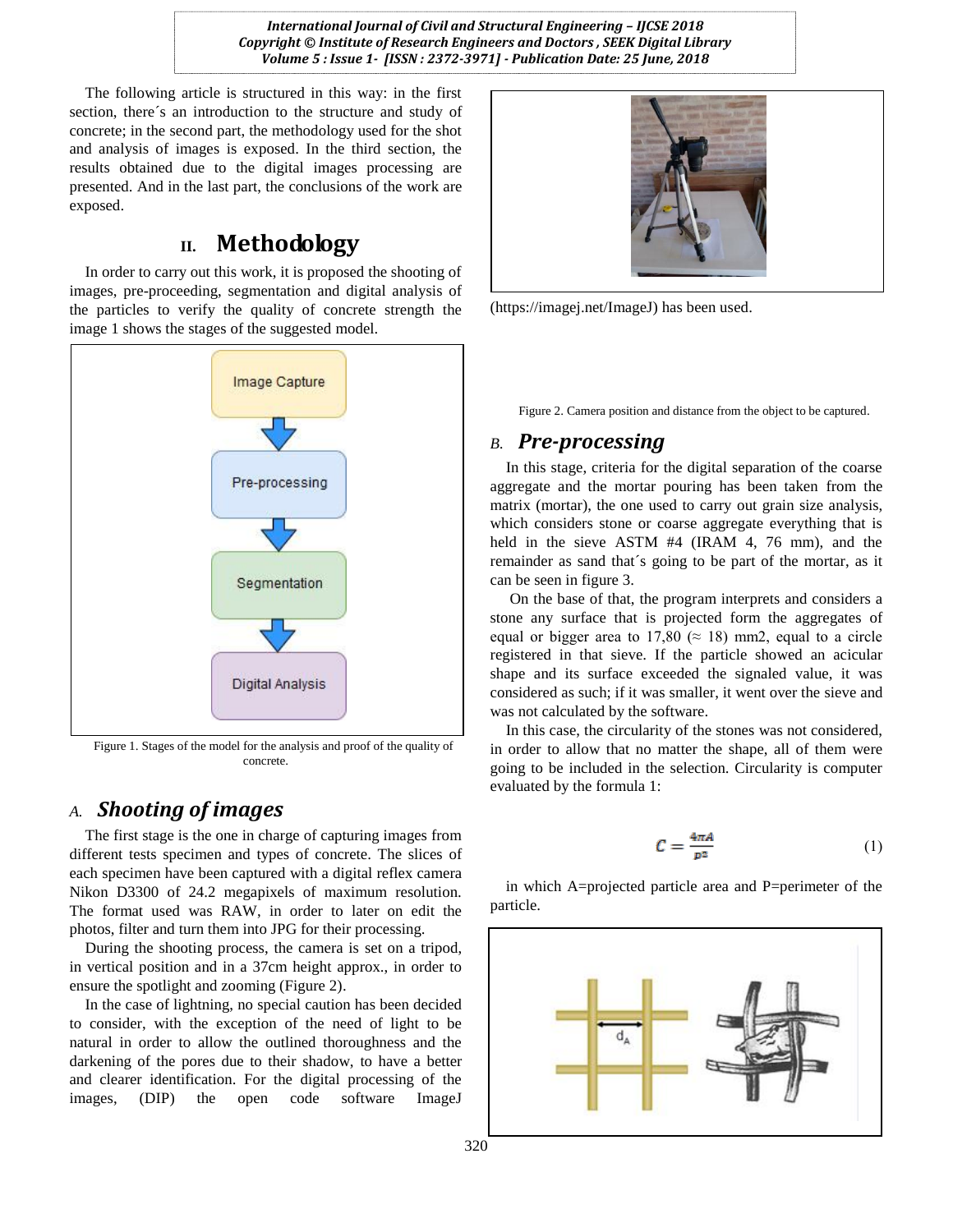The following article is structured in this way: in the first section, there´s an introduction to the structure and study of concrete; in the second part, the methodology used for the shot and analysis of images is exposed. In the third section, the results obtained due to the digital images processing are presented. And in the last part, the conclusions of the work are exposed.

## II. Methodology

In order to carry out this work, it is proposed the shooting of images, pre-proceeding, segmentation and digital analysis of the particles to verify the quality of concrete strength the image 1 shows the stages of the suggested model.

Image Capture → Pre-processing → Segmentation → Digital Analysis

Figure 1. Stages of the model for the analysis and proof of the quality of concrete.

### A. *Shooting of images*

The first stage is the one in charge of capturing images from different tests specimen and types of concrete. The slices of each specimen have been captured with a digital reflex camera Nikon D3300 of 24.2 megapixels of maximum resolution. The format used was RAW, in order to later on edit the photos, filter and turn them into JPG for their processing.

During the shooting process, the camera is set on a tripod, in vertical position and in a 37cm height approx., in order to ensure the spotlight and zooming (Figure 2).

In the case of lightning, no special caution has been decided to consider, with the exception of the need of light to be natural in order to allow the outlined thoroughness and the darkening of the pores due to their shadow, to have a better and clearer identification. For the digital processing of the images, (DIP) the open code software ImageJ (https://imagej.net/ImageJ) has been used.

Figure 2. Camera position and distance from the object to be captured.

### B. *Pre-processing*

In this stage, criteria for the digital separation of the coarse aggregate and the mortar pouring has been taken from the matrix (mortar), the one used to carry out grain size analysis, which considers stone or coarse aggregate everything that is held in the sieve ASTM #4 (IRAM 4, 76 mm), and the remainder as sand that´s going to be part of the mortar, as it can be seen in figure 3.

On the base of that, the program interprets and considers a stone any surface that is projected form the aggregates of equal or bigger area to 17,80 (≈ 18) mm2, equal to a circle registered in that sieve. If the particle showed an acicular shape and its surface exceeded the signaled value, it was considered as such; if it was smaller, it went over the sieve and was not calculated by the software.

In this case, the circularity of the stones was not considered, in order to allow that no matter the shape, all of them were going to be included in the selection. Circularity is computer evaluated by the formula 1:

$$C = \frac{4\pi A}{P^2} \tag{1}$$

in which A=projected particle area and P=perimeter of the particle.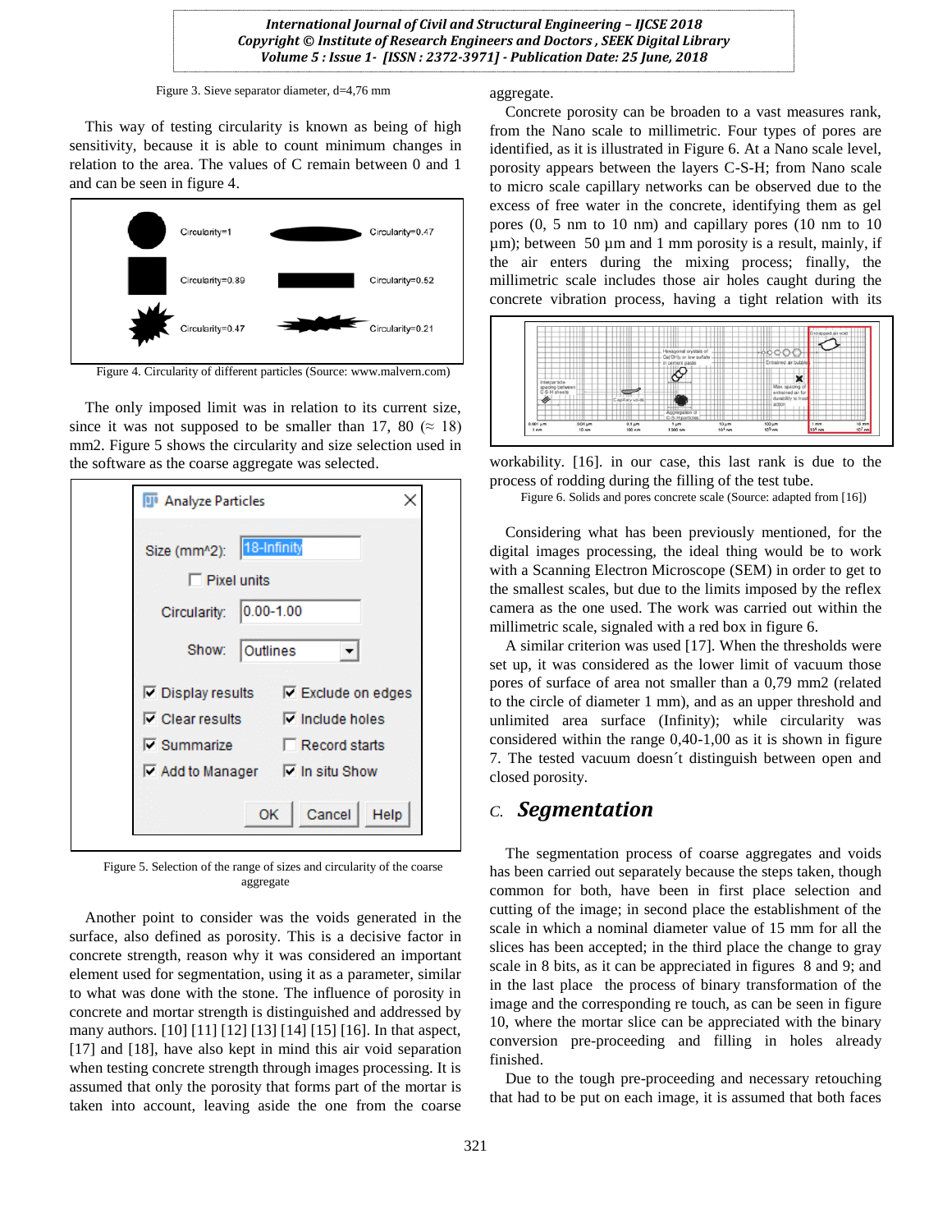Figure 3. Sieve separator diameter, d=4,76 mm

This way of testing circularity is known as being of high sensitivity, because it is able to count minimum changes in relation to the area. The values of C remain between 0 and 1 and can be seen in figure 4.

Figure 4. Circularity of different particles (Source: www.malvern.com)

The only imposed limit was in relation to its current size, since it was not supposed to be smaller than 17, 80 (≈ 18) mm2. Figure 5 shows the circularity and size selection used in the software as the coarse aggregate was selected.

Figure 5. Selection of the range of sizes and circularity of the coarse aggregate

Another point to consider was the voids generated in the surface, also defined as porosity. This is a decisive factor in concrete strength, reason why it was considered an important element used for segmentation, using it as a parameter, similar to what was done with the stone. The influence of porosity in concrete and mortar strength is distinguished and addressed by many authors. [10] [11] [12] [13] [14] [15] [16]. In that aspect, [17] and [18], have also kept in mind this air void separation when testing concrete strength through images processing. It is assumed that only the porosity that forms part of the mortar is taken into account, leaving aside the one from the coarse aggregate.

Concrete porosity can be broaden to a vast measures rank, from the Nano scale to millimetric. Four types of pores are identified, as it is illustrated in Figure 6. At a Nano scale level, porosity appears between the layers C-S-H; from Nano scale to micro scale capillary networks can be observed due to the excess of free water in the concrete, identifying them as gel pores (0, 5 nm to 10 nm) and capillary pores (10 nm to 10 µm); between 50 µm and 1 mm porosity is a result, mainly, if the air enters during the mixing process; finally, the millimetric scale includes those air holes caught during the concrete vibration process, having a tight relation with its workability. [16]. in our case, this last rank is due to the process of rodding during the filling of the test tube.

Figure 6. Solids and pores concrete scale (Source: adapted from [16])

Considering what has been previously mentioned, for the digital images processing, the ideal thing would be to work with a Scanning Electron Microscope (SEM) in order to get to the smallest scales, but due to the limits imposed by the reflex camera as the one used. The work was carried out within the millimetric scale, signaled with a red box in figure 6.

A similar criterion was used [17]. When the thresholds were set up, it was considered as the lower limit of vacuum those pores of surface of area not smaller than a 0,79 mm2 (related to the circle of diameter 1 mm), and as an upper threshold and unlimited area surface (Infinity); while circularity was considered within the range 0,40-1,00 as it is shown in figure 7. The tested vacuum doesn´t distinguish between open and closed porosity.

### C. *Segmentation*

The segmentation process of coarse aggregates and voids has been carried out separately because the steps taken, though common for both, have been in first place selection and cutting of the image; in second place the establishment of the scale in which a nominal diameter value of 15 mm for all the slices has been accepted; in the third place the change to gray scale in 8 bits, as it can be appreciated in figures 8 and 9; and in the last place the process of binary transformation of the image and the corresponding re touch, as can be seen in figure 10, where the mortar slice can be appreciated with the binary conversion pre-proceeding and filling in holes already finished.

Due to the tough pre-proceeding and necessary retouching that had to be put on each image, it is assumed that both faces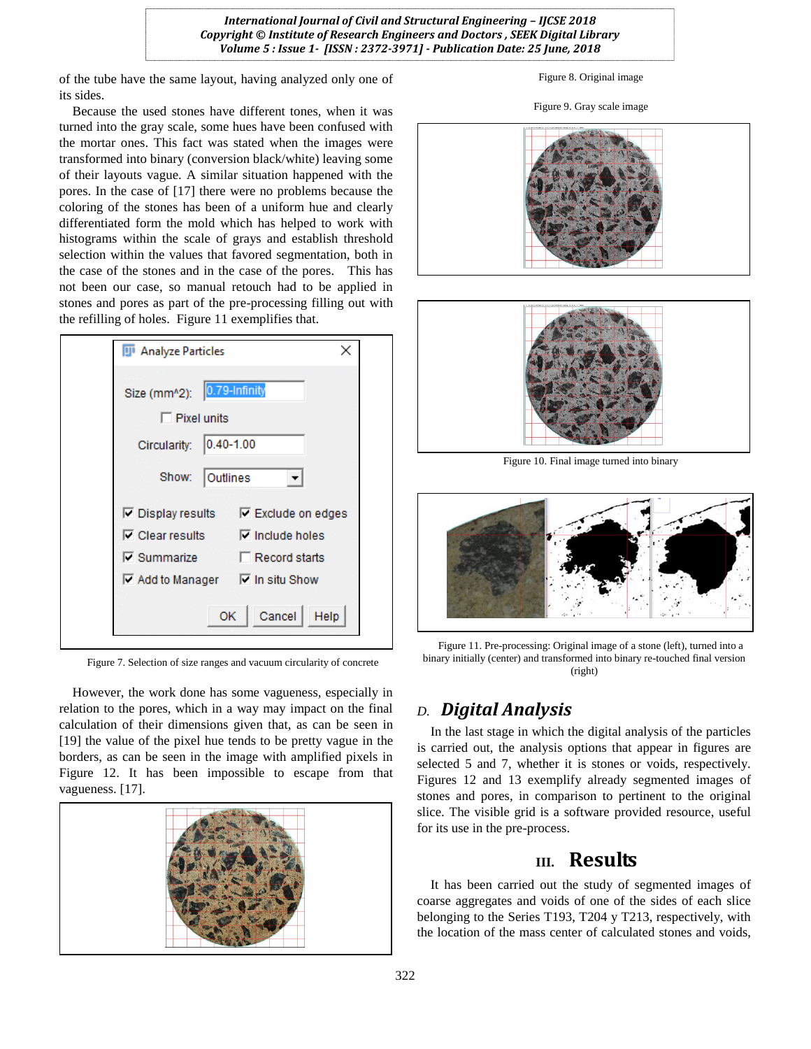of the tube have the same layout, having analyzed only one of its sides.

Because the used stones have different tones, when it was turned into the gray scale, some hues have been confused with the mortar ones. This fact was stated when the images were transformed into binary (conversion black/white) leaving some of their layouts vague. A similar situation happened with the pores. In the case of [17] there were no problems because the coloring of the stones has been of a uniform hue and clearly differentiated form the mold which has helped to work with histograms within the scale of grays and establish threshold selection within the values that favored segmentation, both in the case of the stones and in the case of the pores. This has not been our case, so manual retouch had to be applied in stones and pores as part of the pre-processing filling out with the refilling of holes. Figure 11 exemplifies that.

Figure 7. Selection of size ranges and vacuum circularity of concrete

However, the work done has some vagueness, especially in relation to the pores, which in a way may impact on the final calculation of their dimensions given that, as can be seen in [19] the value of the pixel hue tends to be pretty vague in the borders, as can be seen in the image with amplified pixels in Figure 12. It has been impossible to escape from that vagueness. [17].

Figure 8. Original image

Figure 9. Gray scale image

Figure 10. Final image turned into binary

Figure 11. Pre-processing: Original image of a stone (left), turned into a binary initially (center) and transformed into binary re-touched final version (right)

### D. *Digital Analysis*

In the last stage in which the digital analysis of the particles is carried out, the analysis options that appear in figures are selected 5 and 7, whether it is stones or voids, respectively. Figures 12 and 13 exemplify already segmented images of stones and pores, in comparison to pertinent to the original slice. The visible grid is a software provided resource, useful for its use in the pre-process.

## III. Results

It has been carried out the study of segmented images of coarse aggregates and voids of one of the sides of each slice belonging to the Series T193, T204 y T213, respectively, with the location of the mass center of calculated stones and voids,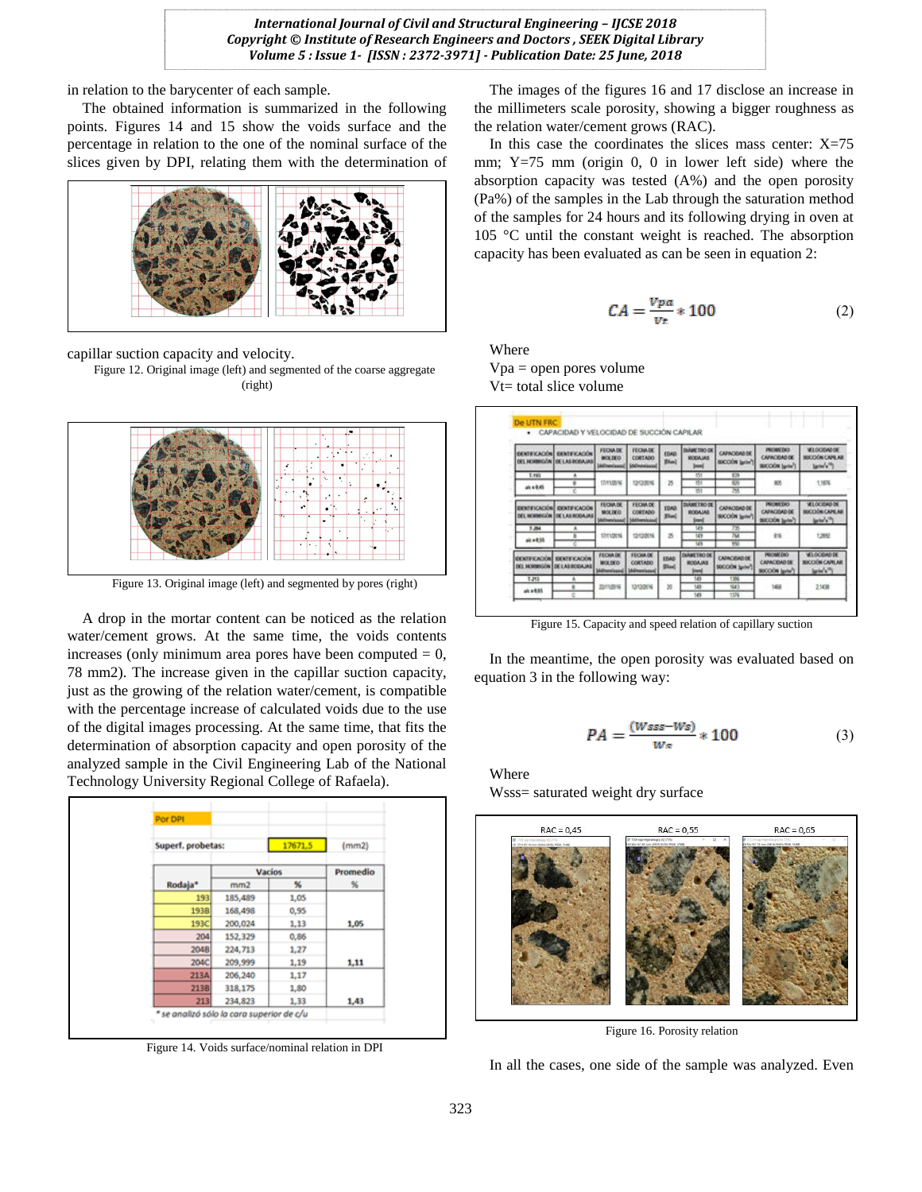in relation to the barycenter of each sample.

The obtained information is summarized in the following points. Figures 14 and 15 show the voids surface and the percentage in relation to the one of the nominal surface of the slices given by DPI, relating them with the determination of capillar suction capacity and velocity.

Figure 12. Original image (left) and segmented of the coarse aggregate (right)

Figure 13. Original image (left) and segmented by pores (right)

A drop in the mortar content can be noticed as the relation water/cement grows. At the same time, the voids contents increases (only minimum area pores have been computed = 0, 78 mm2). The increase given in the capillar suction capacity, just as the growing of the relation water/cement, is compatible with the percentage increase of calculated voids due to the use of the digital images processing. At the same time, that fits the determination of absorption capacity and open porosity of the analyzed sample in the Civil Engineering Lab of the National Technology University Regional College of Rafaela).

Por DPI

Superf. probetas: 17671,5 (mm2)

| Rodaja* | Vacios mm2 | Vacios % | Promedio % |
|---|---|---|---|
| 193 | 185,489 | 1,05 | |
| 193B | 168,498 | 0,95 | |
| 193C | 200,024 | 1,13 | 1,05 |
| 204 | 152,329 | 0,86 | |
| 204B | 224,713 | 1,27 | |
| 204C | 209,999 | 1,19 | 1,11 |
| 213A | 206,240 | 1,17 | |
| 213B | 318,175 | 1,80 | |
| 213 | 234,823 | 1,33 | 1,43 |

* se analizó sólo la cara superior de c/u

Figure 14. Voids surface/nominal relation in DPI

The images of the figures 16 and 17 disclose an increase in the millimeters scale porosity, showing a bigger roughness as the relation water/cement grows (RAC).

In this case the coordinates the slices mass center: X=75 mm; Y=75 mm (origin 0, 0 in lower left side) where the absorption capacity was tested (A%) and the open porosity (Pa%) of the samples in the Lab through the saturation method of the samples for 24 hours and its following drying in oven at 105 °C until the constant weight is reached. The absorption capacity has been evaluated as can be seen in equation 2:

$$CA = \frac{Vpa}{Vt} * 100 \tag{2}$$

Where

Vpa = open pores volume

Vt= total slice volume

Figure 15. Capacity and speed relation of capillary suction

In the meantime, the open porosity was evaluated based on equation 3 in the following way:

$$PA = \frac{(Wsss - Ws)}{Ws} * 100 \tag{3}$$

Where

Wsss= saturated weight dry surface

RAC = 0,45 RAC = 0,55 RAC = 0,65

Figure 16. Porosity relation

In all the cases, one side of the sample was analyzed. Even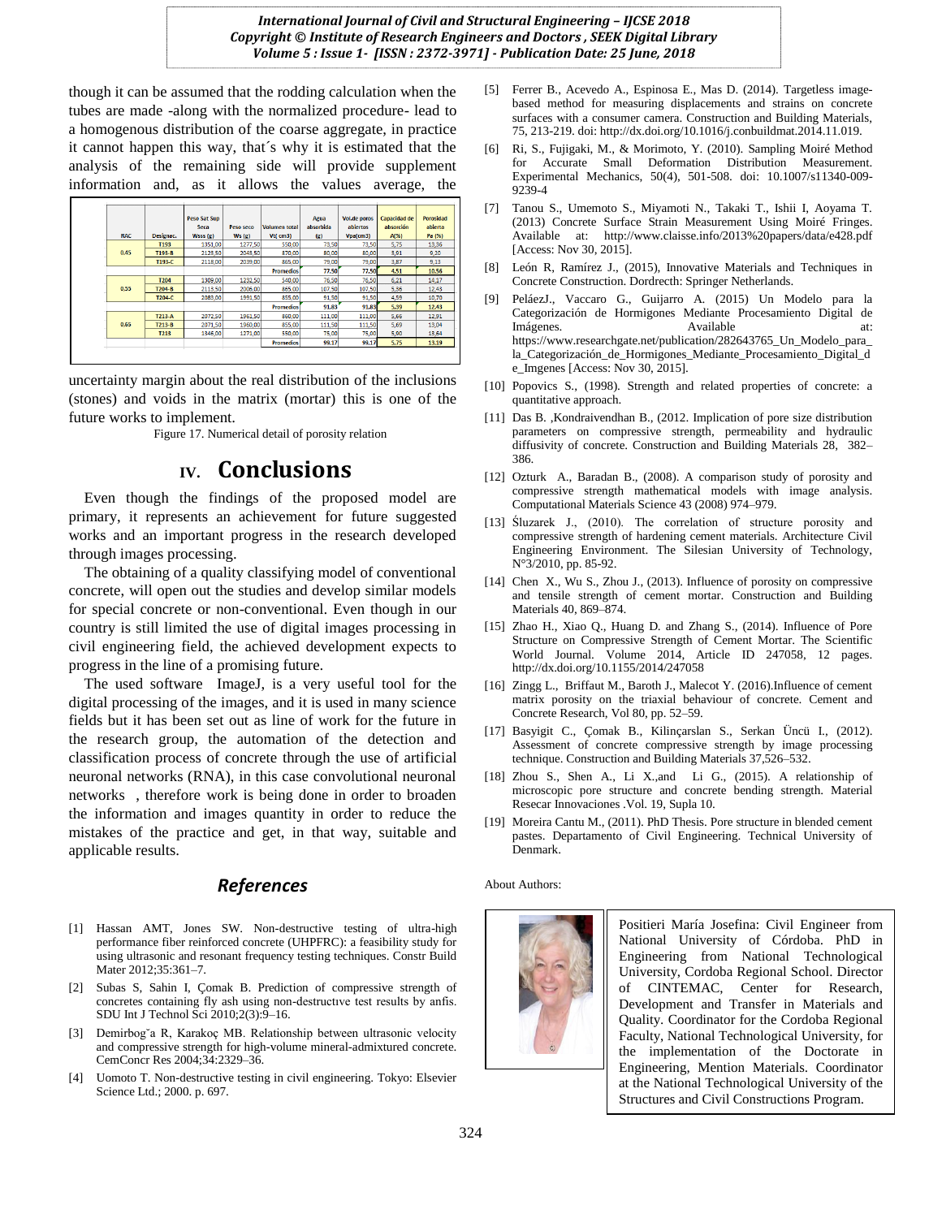though it can be assumed that the rodding calculation when the tubes are made -along with the normalized procedure- lead to a homogenous distribution of the coarse aggregate, in practice it cannot happen this way, that´s why it is estimated that the analysis of the remaining side will provide supplement information and, as it allows the values average, the uncertainty margin about the real distribution of the inclusions (stones) and voids in the matrix (mortar) this is one of the future works to implement.

| RAC | Designac. | Peso Sat Sup Seca Wsss (g) | Peso seco Ws (g) | Volumen total Vt( cm3) | Agua absorbida (g) | Vol.de poros abiertos Vpa(cm3) | Capacidad de absorción A(%) | Porosidad abierta Pa (%) |
|---|---|---|---|---|---|---|---|---|
| 0.45 | T193 | 1351,00 | 1277,50 | 550,00 | 73,50 | 73,50 | 5,75 | 13,36 |
| | T193-B | 2129,50 | 2049,50 | 870,00 | 80,00 | 80,00 | 3,91 | 9,20 |
| | T193-C | 2118,00 | 2039,00 | 865,00 | 79,00 | 79,00 | 3,87 | 9,13 |
| | | | | Promedios | 77,50 | 77,50 | 4,51 | 10,56 |
| 0.55 | T204 | 1309,00 | 1232,50 | 540,00 | 76,50 | 76,50 | 6,21 | 14,17 |
| | T204-B | 2113,50 | 2006,00 | 865,00 | 107,50 | 107,50 | 5,36 | 12,43 |
| | T204-C | 2083,00 | 1991,50 | 855,00 | 91,50 | 91,50 | 4,59 | 10,70 |
| | | | | Promedios | 91,83 | 91,83 | 5,39 | 12,43 |
| 0.65 | T213-A | 2072,50 | 1961,50 | 860,00 | 111,00 | 111,00 | 5,66 | 12,91 |
| | T213-B | 2071,50 | 1960,00 | 855,00 | 111,50 | 111,50 | 5,69 | 13,04 |
| | T213 | 1346,00 | 1271,00 | 550,00 | 75,00 | 75,00 | 5,90 | 13,64 |
| | | | | Promedios | 99,17 | 99,17 | 5,75 | 13,19 |

Figure 17. Numerical detail of porosity relation

## IV. Conclusions

Even though the findings of the proposed model are primary, it represents an achievement for future suggested works and an important progress in the research developed through images processing.

The obtaining of a quality classifying model of conventional concrete, will open out the studies and develop similar models for special concrete or non-conventional. Even though in our country is still limited the use of digital images processing in civil engineering field, the achieved development expects to progress in the line of a promising future.

The used software ImageJ, is a very useful tool for the digital processing of the images, and it is used in many science fields but it has been set out as line of work for the future in the research group, the automation of the detection and classification process of concrete through the use of artificial neuronal networks (RNA), in this case convolutional neuronal networks , therefore work is being done in order to broaden the information and images quantity in order to reduce the mistakes of the practice and get, in that way, suitable and applicable results.

## References

[1] Hassan AMT, Jones SW. Non-destructive testing of ultra-high performance fiber reinforced concrete (UHPFRC): a feasibility study for using ultrasonic and resonant frequency testing techniques. Constr Build Mater 2012;35:361–7.

[2] Subas S, Sahin I, Çomak B. Prediction of compressive strength of concretes containing fly ash using non-destructıve test results by anfis. SDU Int J Technol Sci 2010;2(3):9–16.

[3] Demirbog˘a R, Karakoç MB. Relationship between ultrasonic velocity and compressive strength for high-volume mineral-admixtured concrete. CemConcr Res 2004;34:2329–36.

[4] Uomoto T. Non-destructive testing in civil engineering. Tokyo: Elsevier Science Ltd.; 2000. p. 697.

[5] Ferrer B., Acevedo A., Espinosa E., Mas D. (2014). Targetless image-based method for measuring displacements and strains on concrete surfaces with a consumer camera. Construction and Building Materials, 75, 213-219. doi: http://dx.doi.org/10.1016/j.conbuildmat.2014.11.019.

[6] Ri, S., Fujigaki, M., & Morimoto, Y. (2010). Sampling Moiré Method for Accurate Small Deformation Distribution Measurement. Experimental Mechanics, 50(4), 501-508. doi: 10.1007/s11340-009-9239-4

[7] Tanou S., Umemoto S., Miyamoti N., Takaki T., Ishii I, Aoyama T. (2013) Concrete Surface Strain Measurement Using Moiré Fringes. Available at: http://www.claisse.info/2013%20papers/data/e428.pdf [Access: Nov 30, 2015].

[8] León R, Ramírez J., (2015), Innovative Materials and Techniques in Concrete Construction. Dordrecth: Springer Netherlands.

[9] PeláezJ., Vaccaro G., Guijarro A. (2015) Un Modelo para la Categorización de Hormigones Mediante Procesamiento Digital de Imágenes. Available at: https://www.researchgate.net/publication/282643765_Un_Modelo_para_la_Categorización_de_Hormigones_Mediante_Procesamiento_Digital_de_Imgenes [Access: Nov 30, 2015].

[10] Popovics S., (1998). Strength and related properties of concrete: a quantitative approach.

[11] Das B. ,Kondraivendhan B., (2012. Implication of pore size distribution parameters on compressive strength, permeability and hydraulic diffusivity of concrete. Construction and Building Materials 28, 382–386.

[12] Ozturk A., Baradan B., (2008). A comparison study of porosity and compressive strength mathematical models with image analysis. Computational Materials Science 43 (2008) 974–979.

[13] Śluzarek J., (2010). The correlation of structure porosity and compressive strength of hardening cement materials. Architecture Civil Engineering Environment. The Silesian University of Technology, N°3/2010, pp. 85-92.

[14] Chen X., Wu S., Zhou J., (2013). Influence of porosity on compressive and tensile strength of cement mortar. Construction and Building Materials 40, 869–874.

[15] Zhao H., Xiao Q., Huang D. and Zhang S., (2014). Influence of Pore Structure on Compressive Strength of Cement Mortar. The Scientific World Journal. Volume 2014, Article ID 247058, 12 pages. http://dx.doi.org/10.1155/2014/247058

[16] Zingg L., Briffaut M., Baroth J., Malecot Y. (2016).Influence of cement matrix porosity on the triaxial behaviour of concrete. Cement and Concrete Research, Vol 80, pp. 52–59.

[17] Basyigit C., Çomak B., Kilinçarslan S., Serkan Üncü I., (2012). Assessment of concrete compressive strength by image processing technique. Construction and Building Materials 37,526–532.

[18] Zhou S., Shen A., Li X.,and Li G., (2015). A relationship of microscopic pore structure and concrete bending strength. Material Resecar Innovaciones .Vol. 19, Supla 10.

[19] Moreira Cantu M., (2011). PhD Thesis. Pore structure in blended cement pastes. Departamento of Civil Engineering. Technical University of Denmark.

About Authors:

Positieri María Josefina: Civil Engineer from National University of Córdoba. PhD in Engineering from National Technological University, Cordoba Regional School. Director of CINTEMAC, Center for Research, Development and Transfer in Materials and Quality. Coordinator for the Cordoba Regional Faculty, National Technological University, for the implementation of the Doctorate in Engineering, Mention Materials. Coordinator at the National Technological University of the Structures and Civil Constructions Program.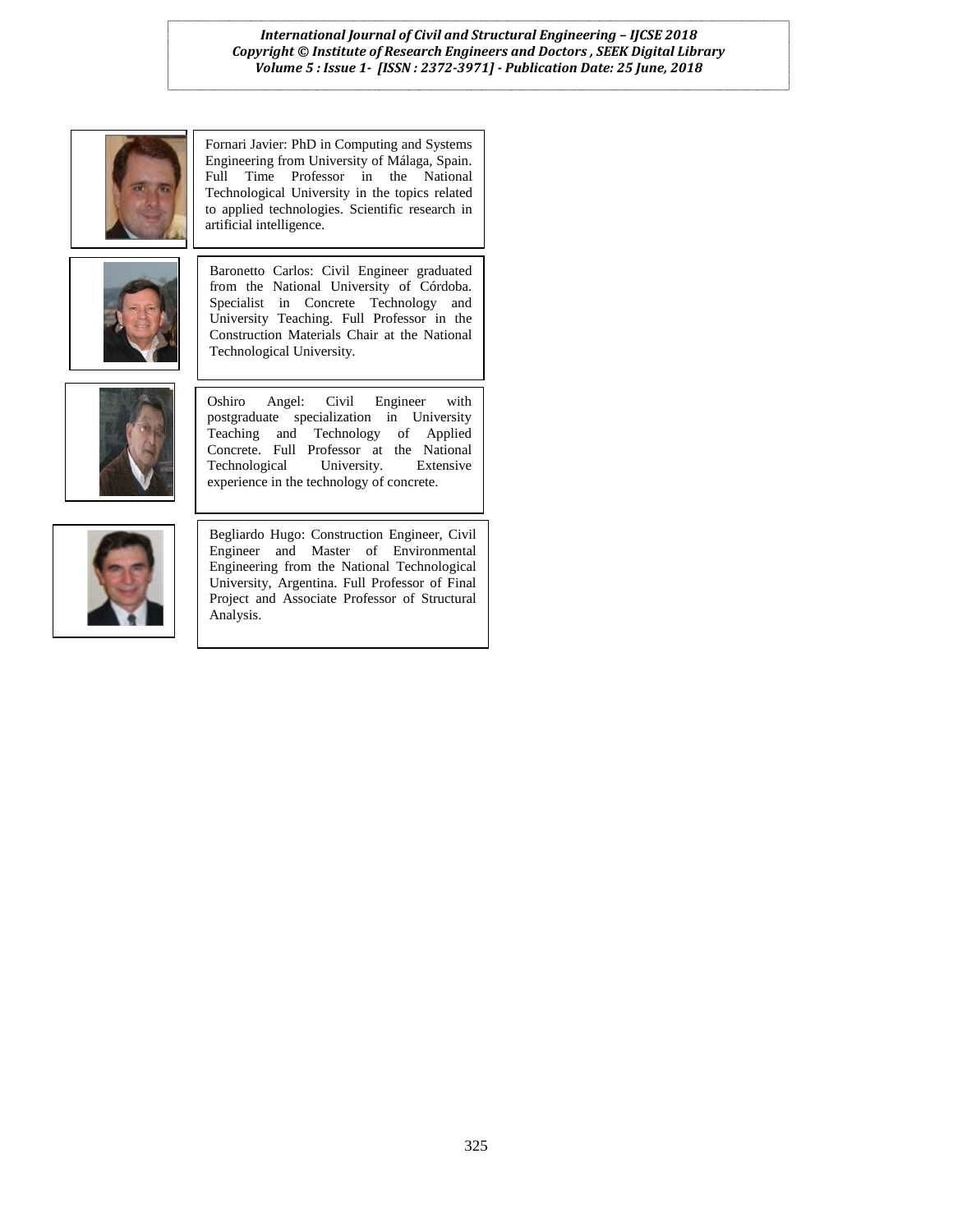Fornari Javier: PhD in Computing and Systems Engineering from University of Málaga, Spain. Full Time Professor in the National Technological University in the topics related to applied technologies. Scientific research in artificial intelligence.

Baronetto Carlos: Civil Engineer graduated from the National University of Córdoba. Specialist in Concrete Technology and University Teaching. Full Professor in the Construction Materials Chair at the National Technological University.

Oshiro Angel: Civil Engineer with postgraduate specialization in University Teaching and Technology of Applied Concrete. Full Professor at the National Technological University. Extensive experience in the technology of concrete.

Begliardo Hugo: Construction Engineer, Civil Engineer and Master of Environmental Engineering from the National Technological University, Argentina. Full Professor of Final Project and Associate Professor of Structural Analysis.